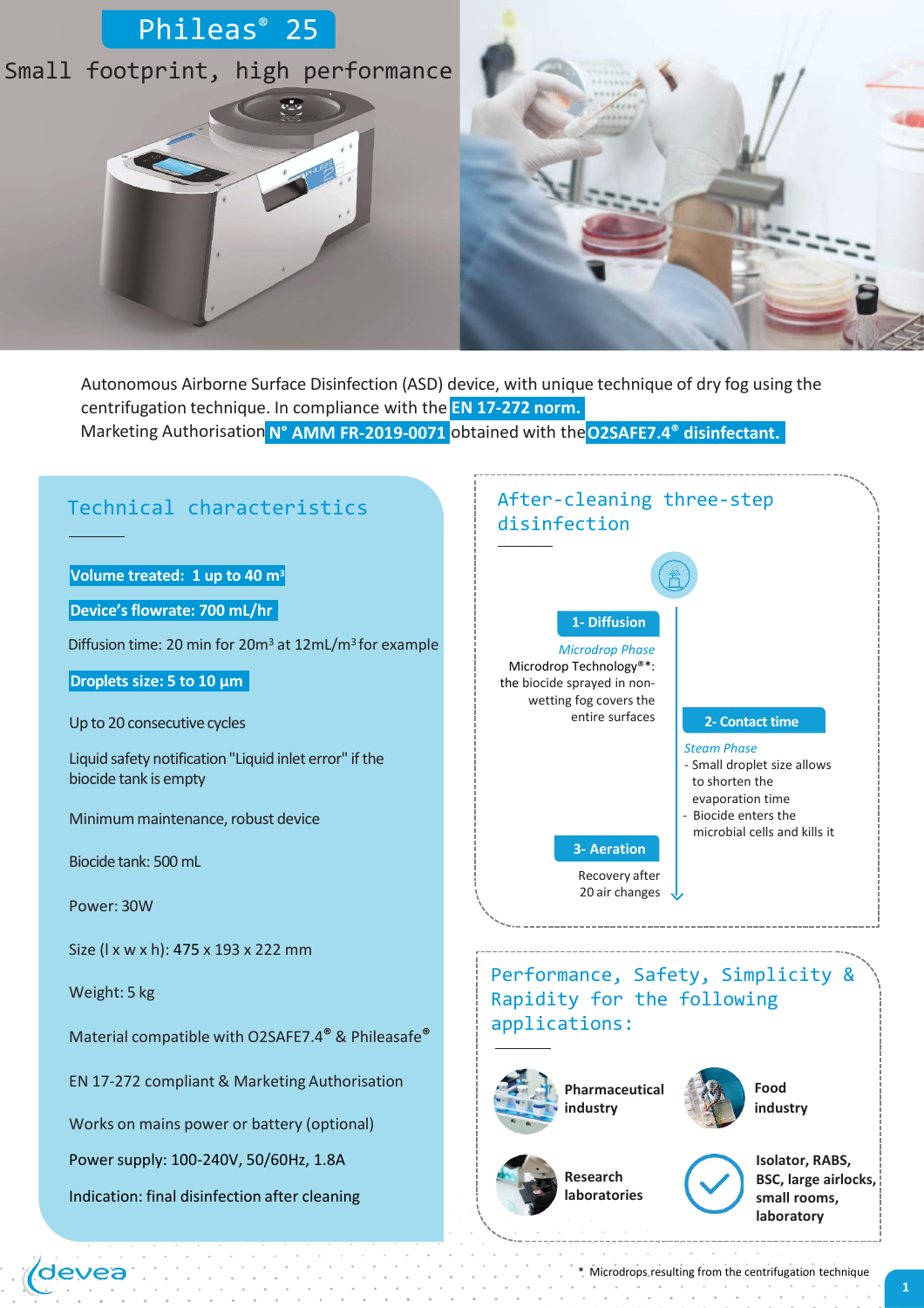# Phileas® 25

Small footprint, high performance

Autonomous Airborne Surface Disinfection (ASD) device, with unique technique of dry fog using the centrifugation technique. In compliance with the **EN 17-272 norm.**
Marketing Authorisation **N° AMM FR-2019-0071** obtained with the **O2SAFE7.4® disinfectant.**

## Technical characteristics

**Volume treated: 1 up to 40 m³**

**Device's flowrate: 700 mL/hr**

Diffusion time: 20 min for 20m³ at 12mL/m³ for example

**Droplets size: 5 to 10 µm**

Up to 20 consecutive cycles

Liquid safety notification "Liquid inlet error" if the biocide tank is empty

Minimum maintenance, robust device

Biocide tank: 500 mL

Power: 30W

Size (l x w x h): 475 x 193 x 222 mm

Weight: 5 kg

Material compatible with O2SAFE7.4® & Phileasafe®

EN 17-272 compliant & Marketing Authorisation

Works on mains power or battery (optional)

Power supply: 100-240V, 50/60Hz, 1.8A

Indication: final disinfection after cleaning

## After-cleaning three-step disinfection

**1- Diffusion**

*Microdrop Phase*
Microdrop Technology®*: the biocide sprayed in non-wetting fog covers the entire surfaces

**2- Contact time**

*Steam Phase*
- Small droplet size allows to shorten the evaporation time
- Biocide enters the microbial cells and kills it

**3- Aeration**

Recovery after 20 air changes

## Performance, Safety, Simplicity & Rapidity for the following applications:

- Pharmaceutical industry
- Food industry
- Research laboratories
- Isolator, RABS, BSC, large airlocks, small rooms, laboratory

devea

\* Microdrops resulting from the centrifugation technique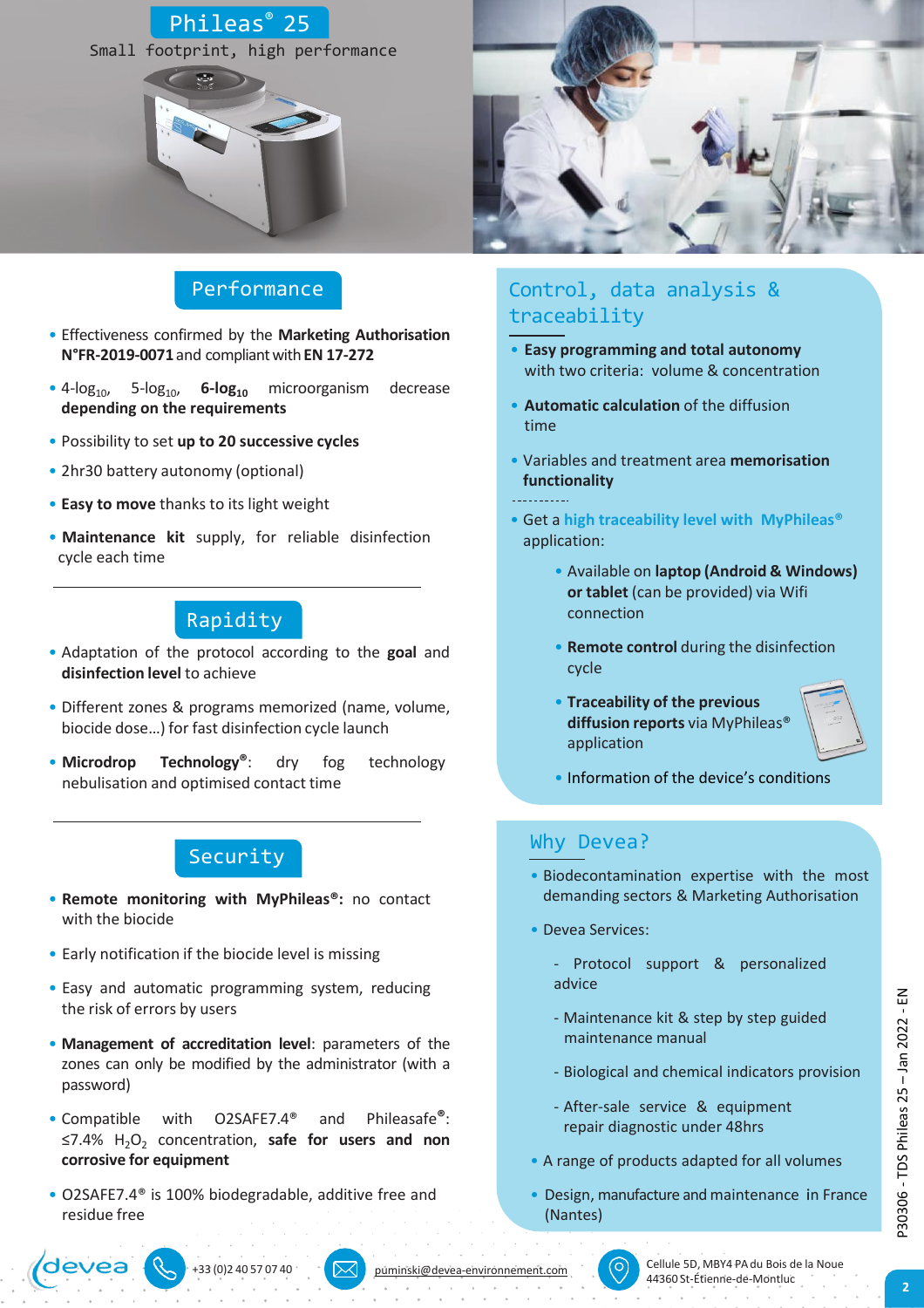# Phileas® 25

Small footprint, high performance

## Performance

- Effectiveness confirmed by the **Marketing Authorisation N°FR-2019-0071** and compliant with **EN 17-272**
- 4-$\log_{10}$, 5-$\log_{10}$, **6-$\log_{10}$** microorganism decrease **depending on the requirements**
- Possibility to set **up to 20 successive cycles**
- 2hr30 battery autonomy (optional)
- **Easy to move** thanks to its light weight
- **Maintenance kit** supply, for reliable disinfection cycle each time

## Rapidity

- Adaptation of the protocol according to the **goal** and **disinfection level** to achieve
- Different zones & programs memorized (name, volume, biocide dose…) for fast disinfection cycle launch
- **Microdrop Technology®**: dry fog technology nebulisation and optimised contact time

## Security

- **Remote monitoring with MyPhileas®:** no contact with the biocide
- Early notification if the biocide level is missing
- Easy and automatic programming system, reducing the risk of errors by users
- **Management of accreditation level**: parameters of the zones can only be modified by the administrator (with a password)
- Compatible with O2SAFE7.4® and Phileasafe®: ≤7.4% $H_2O_2$ concentration, **safe for users and non corrosive for equipment**
- O2SAFE7.4® is 100% biodegradable, additive free and residue free

## Control, data analysis & traceability

- **Easy programming and total autonomy** with two criteria: volume & concentration
- **Automatic calculation** of the diffusion time
- Variables and treatment area **memorisation functionality**
- Get a **high traceability level with MyPhileas®** application:
  - Available on **laptop (Android & Windows) or tablet** (can be provided) via Wifi connection
  - **Remote control** during the disinfection cycle
  - **Traceability of the previous diffusion reports** via MyPhileas® application
  - Information of the device's conditions

## Why Devea?

- Biodecontamination expertise with the most demanding sectors & Marketing Authorisation
- Devea Services:
  - Protocol support & personalized advice
  - Maintenance kit & step by step guided maintenance manual
  - Biological and chemical indicators provision
  - After-sale service & equipment repair diagnostic under 48hrs
- A range of products adapted for all volumes
- Design, manufacture and maintenance in France (Nantes)

P30306 - TDS Phileas 25 – Jan 2022 - EN

devea | +33 (0)2 40 57 07 40 | puminski@devea-environnement.com | Cellule 5D, MBY4 PA du Bois de la Noue 44360 St-Étienne-de-Montluc